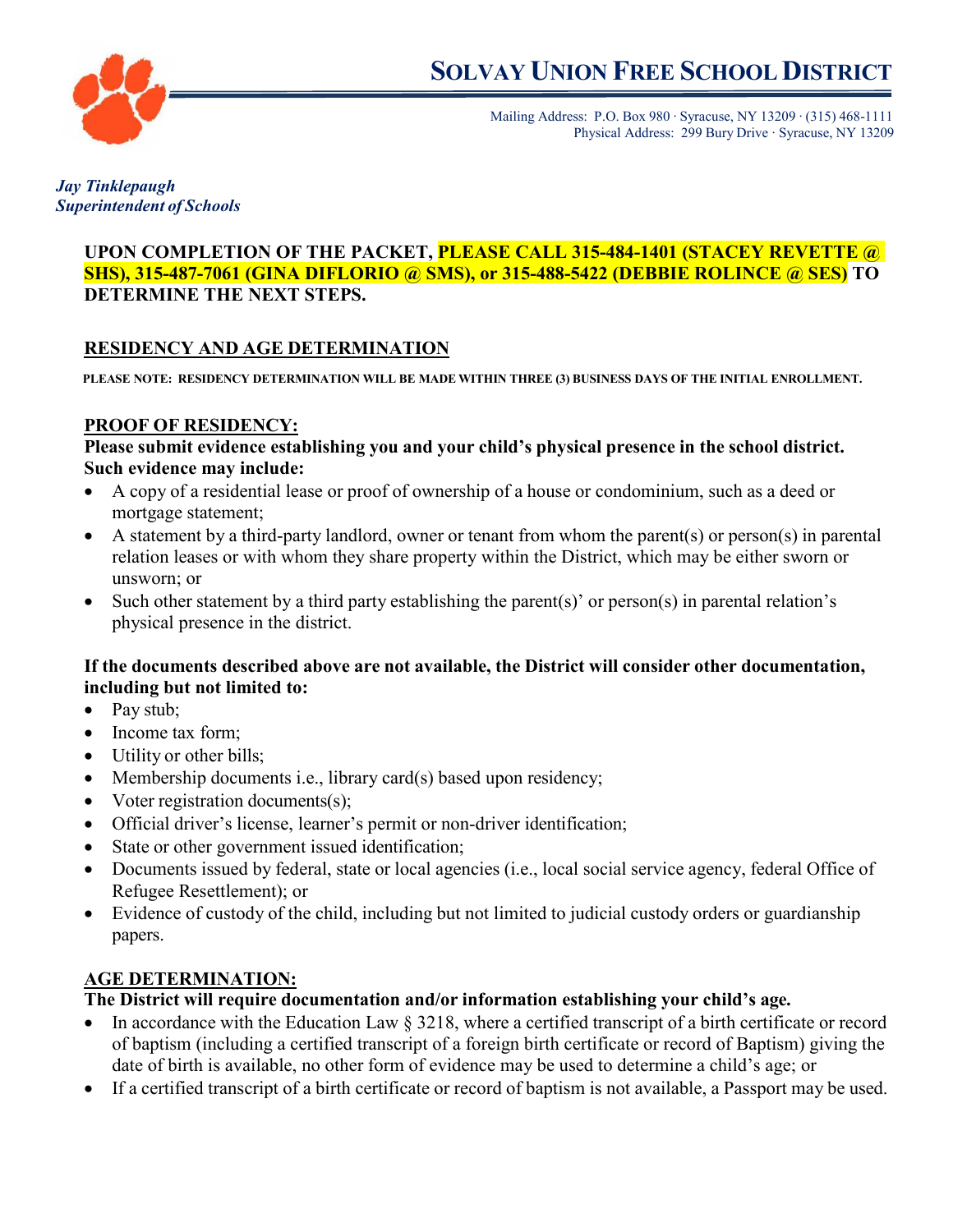# SOLVAY UNION FREE SCHOOL DISTRICT

Mailing Address: P.O. Box 980 · Syracuse, NY 13209 · (315) 468-1111
Physical Address: 299 Bury Drive · Syracuse, NY 13209

***Jay Tinklepaugh***
***Superintendent of Schools***

**UPON COMPLETION OF THE PACKET, PLEASE CALL 315-484-1401 (STACEY REVETTE @ SHS), 315-487-7061 (GINA DIFLORIO @ SMS), or 315-488-5422 (DEBBIE ROLINCE @ SES) TO DETERMINE THE NEXT STEPS.**

## RESIDENCY AND AGE DETERMINATION

**PLEASE NOTE: RESIDENCY DETERMINATION WILL BE MADE WITHIN THREE (3) BUSINESS DAYS OF THE INITIAL ENROLLMENT.**

### PROOF OF RESIDENCY:

**Please submit evidence establishing you and your child's physical presence in the school district. Such evidence may include:**

- A copy of a residential lease or proof of ownership of a house or condominium, such as a deed or mortgage statement;
- A statement by a third-party landlord, owner or tenant from whom the parent(s) or person(s) in parental relation leases or with whom they share property within the District, which may be either sworn or unsworn; or
- Such other statement by a third party establishing the parent(s)' or person(s) in parental relation's physical presence in the district.

**If the documents described above are not available, the District will consider other documentation, including but not limited to:**

- Pay stub;
- Income tax form;
- Utility or other bills;
- Membership documents i.e., library card(s) based upon residency;
- Voter registration documents(s);
- Official driver's license, learner's permit or non-driver identification;
- State or other government issued identification;
- Documents issued by federal, state or local agencies (i.e., local social service agency, federal Office of Refugee Resettlement); or
- Evidence of custody of the child, including but not limited to judicial custody orders or guardianship papers.

### AGE DETERMINATION:

**The District will require documentation and/or information establishing your child's age.**

- In accordance with the Education Law § 3218, where a certified transcript of a birth certificate or record of baptism (including a certified transcript of a foreign birth certificate or record of Baptism) giving the date of birth is available, no other form of evidence may be used to determine a child's age; or
- If a certified transcript of a birth certificate or record of baptism is not available, a Passport may be used.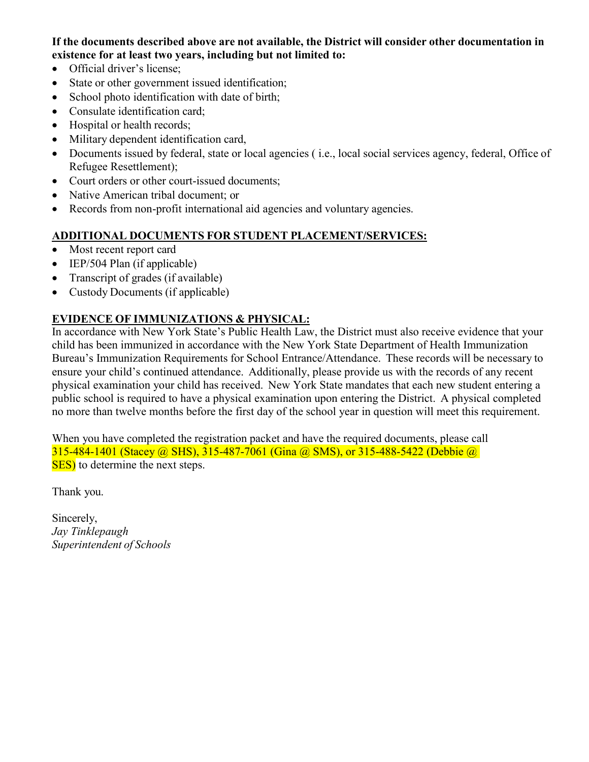**If the documents described above are not available, the District will consider other documentation in existence for at least two years, including but not limited to:**

- Official driver's license;
- State or other government issued identification;
- School photo identification with date of birth;
- Consulate identification card;
- Hospital or health records;
- Military dependent identification card,
- Documents issued by federal, state or local agencies ( i.e., local social services agency, federal, Office of Refugee Resettlement);
- Court orders or other court-issued documents;
- Native American tribal document; or
- Records from non-profit international aid agencies and voluntary agencies.

## ADDITIONAL DOCUMENTS FOR STUDENT PLACEMENT/SERVICES:

- Most recent report card
- IEP/504 Plan (if applicable)
- Transcript of grades (if available)
- Custody Documents (if applicable)

## EVIDENCE OF IMMUNIZATIONS & PHYSICAL:

In accordance with New York State's Public Health Law, the District must also receive evidence that your child has been immunized in accordance with the New York State Department of Health Immunization Bureau's Immunization Requirements for School Entrance/Attendance. These records will be necessary to ensure your child's continued attendance. Additionally, please provide us with the records of any recent physical examination your child has received. New York State mandates that each new student entering a public school is required to have a physical examination upon entering the District. A physical completed no more than twelve months before the first day of the school year in question will meet this requirement.

When you have completed the registration packet and have the required documents, please call 315-484-1401 (Stacey @ SHS), 315-487-7061 (Gina @ SMS), or 315-488-5422 (Debbie @ SES) to determine the next steps.

Thank you.

Sincerely,
*Jay Tinklepaugh*
*Superintendent of Schools*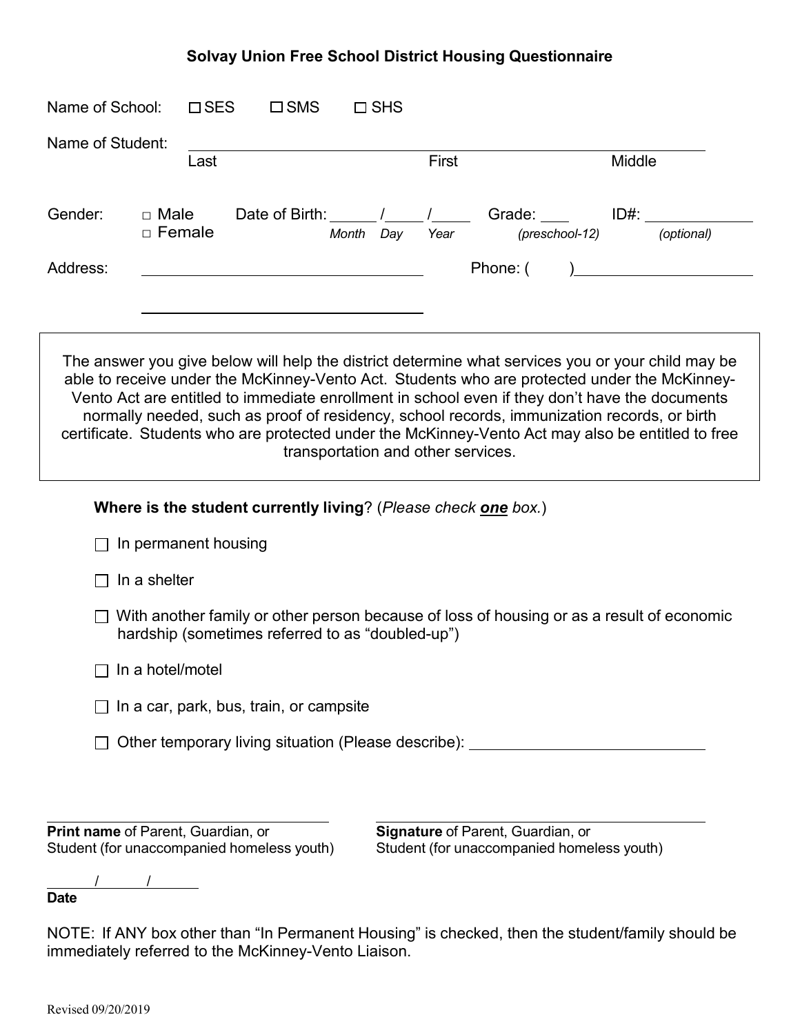## Solvay Union Free School District Housing Questionnaire

Name of School: ☐ SES ☐ SMS ☐ SHS

Name of Student: ______________________________________________
Last First Middle

Gender: □ Male □ Female  Date of Birth: _____ / _____ / _____ (Month Day Year)  Grade: ____ (preschool-12)  ID#: __________ (optional)

Address: ______________________________  Phone: ( ) ______________

______________________________

> The answer you give below will help the district determine what services you or your child may be able to receive under the McKinney-Vento Act. Students who are protected under the McKinney-Vento Act are entitled to immediate enrollment in school even if they don't have the documents normally needed, such as proof of residency, school records, immunization records, or birth certificate. Students who are protected under the McKinney-Vento Act may also be entitled to free transportation and other services.

**Where is the student currently living**? (*Please check **one** box.*)

☐ In permanent housing

☐ In a shelter

☐ With another family or other person because of loss of housing or as a result of economic hardship (sometimes referred to as "doubled-up")

☐ In a hotel/motel

☐ In a car, park, bus, train, or campsite

☐ Other temporary living situation (Please describe): ______________________

______________________________
**Print name** of Parent, Guardian, or Student (for unaccompanied homeless youth)

______________________________
**Signature** of Parent, Guardian, or Student (for unaccompanied homeless youth)

_____ / _____ / _____
**Date**

NOTE: If ANY box other than "In Permanent Housing" is checked, then the student/family should be immediately referred to the McKinney-Vento Liaison.

Revised 09/20/2019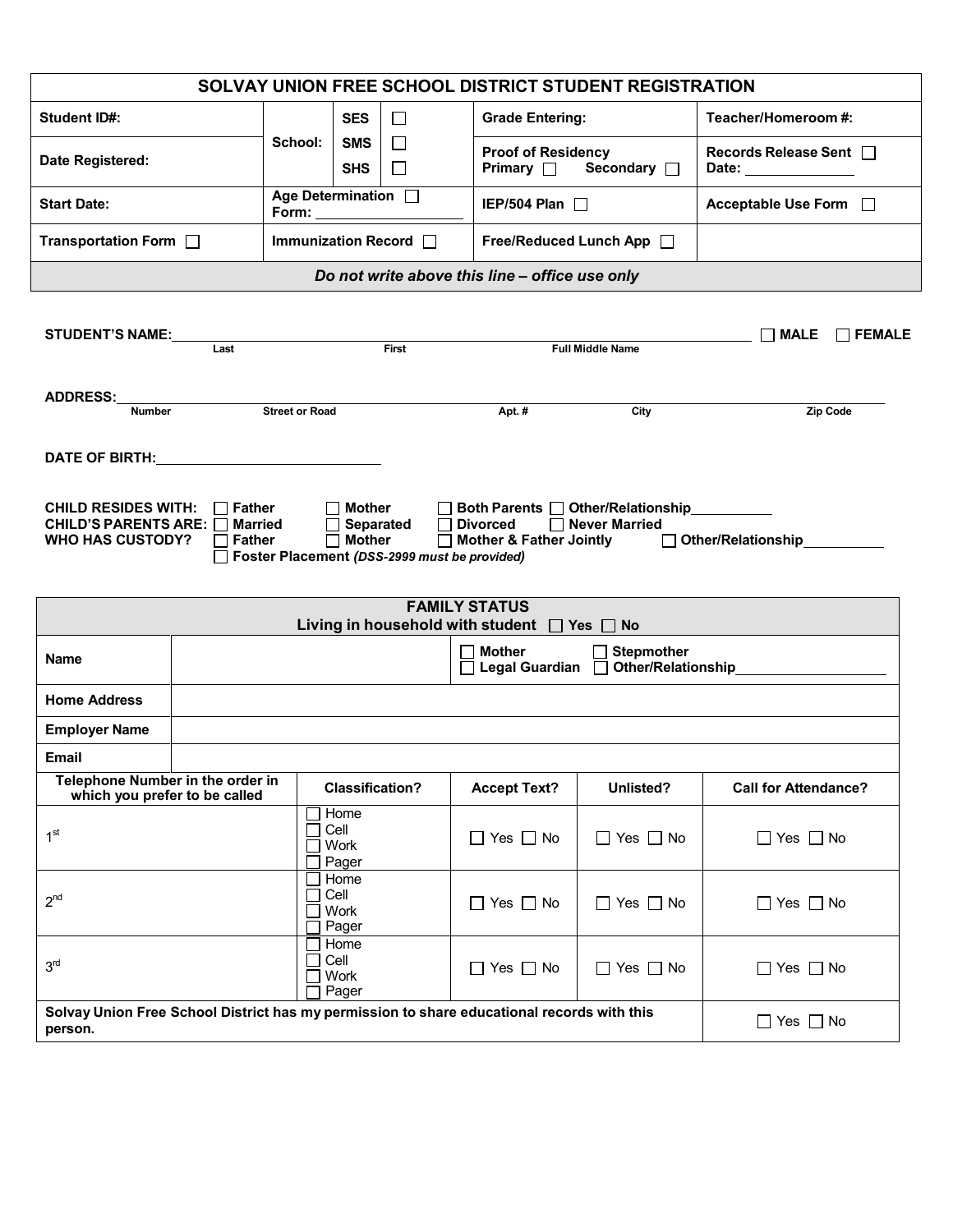| SOLVAY UNION FREE SCHOOL DISTRICT STUDENT REGISTRATION | | | | | |
|---|---|---|---|---|---|
| **Student ID#:** | **School:** | **SES** ☐ | **Grade Entering:** | **Teacher/Homeroom #:** | |
| **Date Registered:** | | **SMS** ☐<br>**SHS** ☐ | **Proof of Residency**<br>**Primary** ☐ **Secondary** ☐ | **Records Release Sent** ☐<br>**Date:** ______ | |
| **Start Date:** | **Age Determination** ☐<br>**Form:** ______ | | **IEP/504 Plan** ☐ | **Acceptable Use Form** ☐ | |
| **Transportation Form** ☐ | **Immunization Record** ☐ | | **Free/Reduced Lunch App** ☐ | | |
| ***Do not write above this line – office use only*** | | | | | |

**STUDENT'S NAME:** ______________________ (Last) ______________________ (First) ______________________ (Full Middle Name) ☐ **MALE** ☐ **FEMALE**

**ADDRESS:** ______ (Number) ______ (Street or Road) ______ (Apt. #) ______ (City) ______ (Zip Code)

**DATE OF BIRTH:** ______________________

**CHILD RESIDES WITH:** ☐ **Father** ☐ **Mother** ☐ **Both Parents** ☐ **Other/Relationship**__________
**CHILD'S PARENTS ARE:** ☐ **Married** ☐ **Separated** ☐ **Divorced** ☐ **Never Married**
**WHO HAS CUSTODY?** ☐ **Father** ☐ **Mother** ☐ **Mother & Father Jointly** ☐ **Other/Relationship**__________
☐ **Foster Placement** ***(DSS-2999 must be provided)***

| **FAMILY STATUS**<br>**Living in household with student** ☐ **Yes** ☐ **No** | | | | |
|---|---|---|---|---|
| **Name** | | ☐ **Mother** ☐ **Stepmother**<br>☐ **Legal Guardian** ☐ **Other/Relationship**__________ | | |
| **Home Address** | | | | |
| **Employer Name** | | | | |
| **Email** | | | | |
| **Telephone Number in the order in which you prefer to be called** | **Classification?** | **Accept Text?** | **Unlisted?** | **Call for Attendance?** |
| 1st | ☐ Home<br>☐ Cell<br>☐ Work<br>☐ Pager | ☐ Yes ☐ No | ☐ Yes ☐ No | ☐ Yes ☐ No |
| 2nd | ☐ Home<br>☐ Cell<br>☐ Work<br>☐ Pager | ☐ Yes ☐ No | ☐ Yes ☐ No | ☐ Yes ☐ No |
| 3rd | ☐ Home<br>☐ Cell<br>☐ Work<br>☐ Pager | ☐ Yes ☐ No | ☐ Yes ☐ No | ☐ Yes ☐ No |
| **Solvay Union Free School District has my permission to share educational records with this person.** | | | | ☐ Yes ☐ No |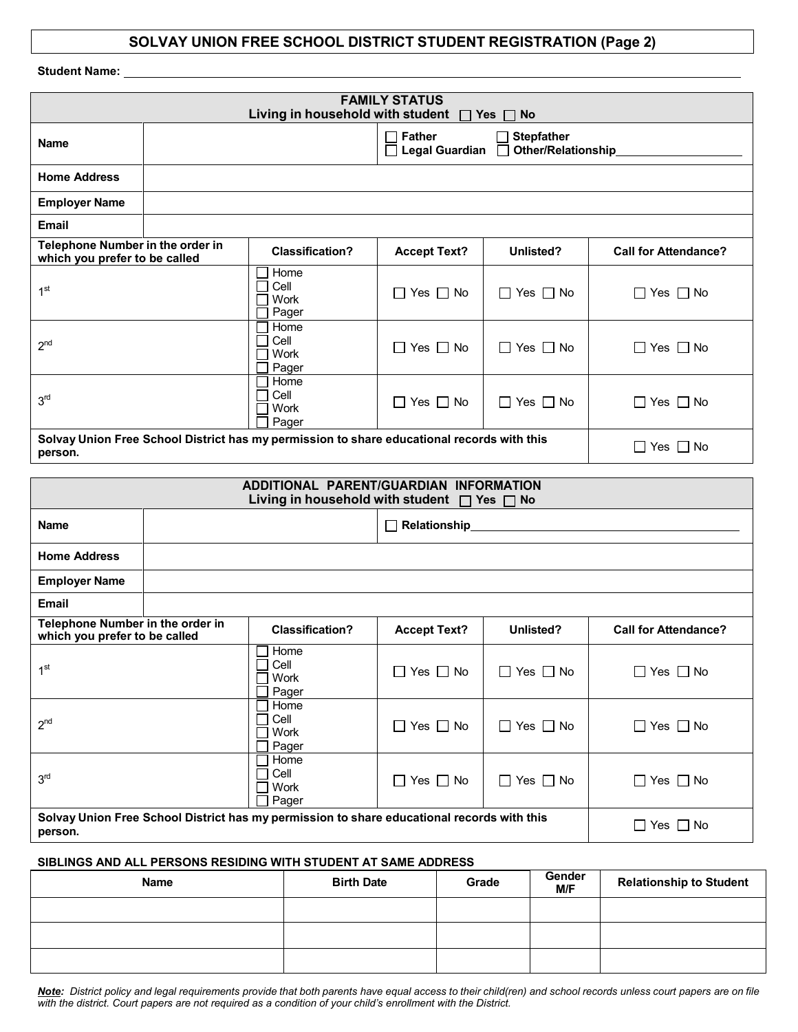# SOLVAY UNION FREE SCHOOL DISTRICT STUDENT REGISTRATION (Page 2)

**Student Name:** ______________________________________________

## FAMILY STATUS

**Living in household with student** ☐ **Yes** ☐ **No**

| | | | | |
|---|---|---|---|---|
| **Name** | | ☐ **Father** ☐ **Legal Guardian** | ☐ **Stepfather** ☐ **Other/Relationship**__________ | |
| **Home Address** | | | | |
| **Employer Name** | | | | |
| **Email** | | | | |

| Telephone Number in the order in which you prefer to be called | Classification? | Accept Text? | Unlisted? | Call for Attendance? |
|---|---|---|---|---|
| 1st | ☐ Home ☐ Cell ☐ Work ☐ Pager | ☐ Yes ☐ No | ☐ Yes ☐ No | ☐ Yes ☐ No |
| 2nd | ☐ Home ☐ Cell ☐ Work ☐ Pager | ☐ Yes ☐ No | ☐ Yes ☐ No | ☐ Yes ☐ No |
| 3rd | ☐ Home ☐ Cell ☐ Work ☐ Pager | ☐ Yes ☐ No | ☐ Yes ☐ No | ☐ Yes ☐ No |
| **Solvay Union Free School District has my permission to share educational records with this person.** | | | | ☐ Yes ☐ No |

## ADDITIONAL PARENT/GUARDIAN INFORMATION

**Living in household with student** ☐ **Yes** ☐ **No**

| | | |
|---|---|---|
| **Name** | | ☐ **Relationship**__________ |
| **Home Address** | | |
| **Employer Name** | | |
| **Email** | | |

| Telephone Number in the order in which you prefer to be called | Classification? | Accept Text? | Unlisted? | Call for Attendance? |
|---|---|---|---|---|
| 1st | ☐ Home ☐ Cell ☐ Work ☐ Pager | ☐ Yes ☐ No | ☐ Yes ☐ No | ☐ Yes ☐ No |
| 2nd | ☐ Home ☐ Cell ☐ Work ☐ Pager | ☐ Yes ☐ No | ☐ Yes ☐ No | ☐ Yes ☐ No |
| 3rd | ☐ Home ☐ Cell ☐ Work ☐ Pager | ☐ Yes ☐ No | ☐ Yes ☐ No | ☐ Yes ☐ No |
| **Solvay Union Free School District has my permission to share educational records with this person.** | | | | ☐ Yes ☐ No |

**SIBLINGS AND ALL PERSONS RESIDING WITH STUDENT AT SAME ADDRESS**

| Name | Birth Date | Grade | Gender M/F | Relationship to Student |
|---|---|---|---|---|
| | | | | |
| | | | | |
| | | | | |

***Note:*** *District policy and legal requirements provide that both parents have equal access to their child(ren) and school records unless court papers are on file with the district. Court papers are not required as a condition of your child's enrollment with the District.*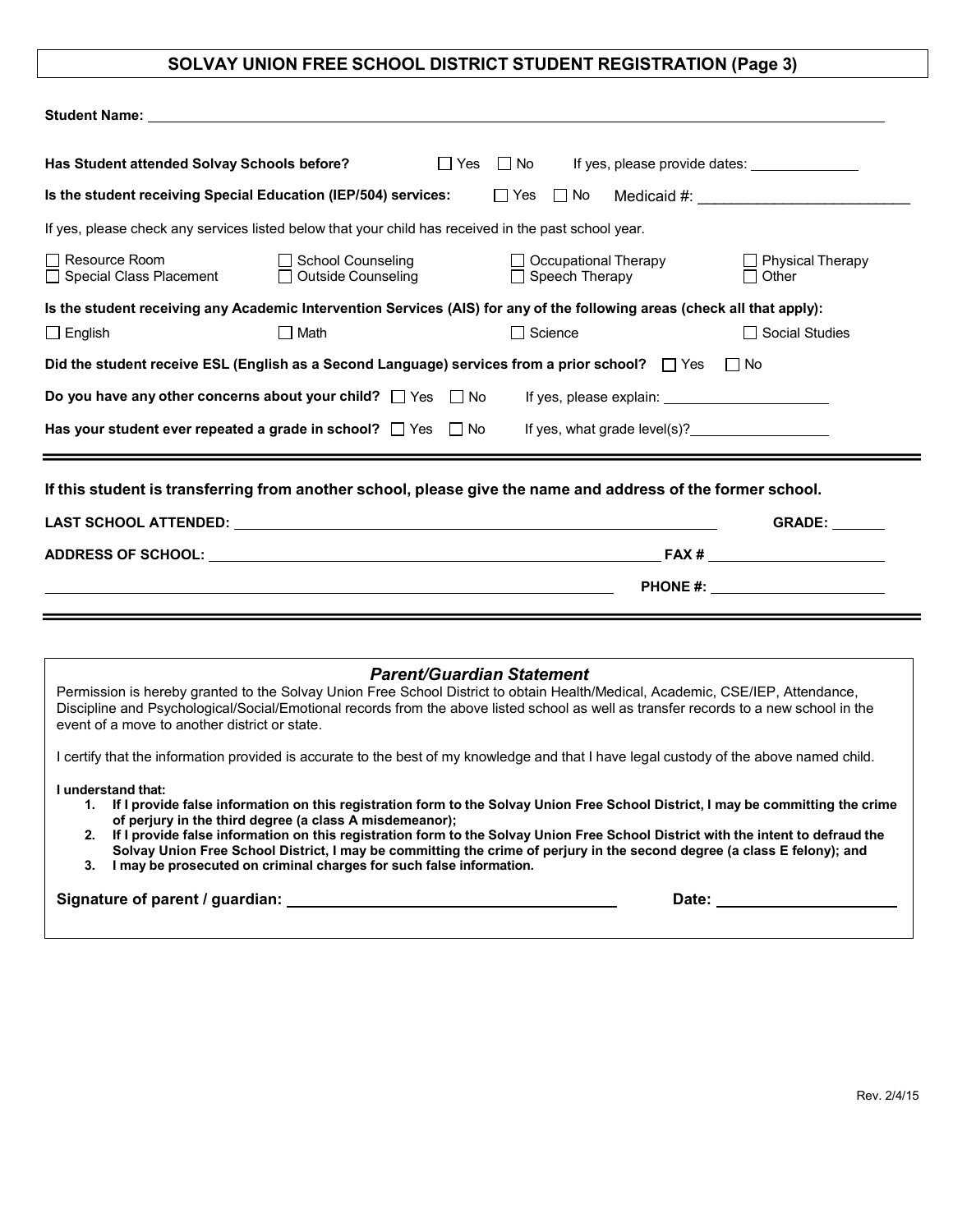# SOLVAY UNION FREE SCHOOL DISTRICT STUDENT REGISTRATION (Page 3)

**Student Name:** ____________________________________________

**Has Student attended Solvay Schools before?** ☐ Yes ☐ No If yes, please provide dates: ______________

**Is the student receiving Special Education (IEP/504) services:** ☐ Yes ☐ No Medicaid #: __________________________

If yes, please check any services listed below that your child has received in the past school year.

☐ Resource Room ☐ School Counseling ☐ Occupational Therapy ☐ Physical Therapy
☐ Special Class Placement ☐ Outside Counseling ☐ Speech Therapy ☐ Other

**Is the student receiving any Academic Intervention Services (AIS) for any of the following areas (check all that apply):**

☐ English ☐ Math ☐ Science ☐ Social Studies

**Did the student receive ESL (English as a Second Language) services from a prior school?** ☐ Yes ☐ No

**Do you have any other concerns about your child?** ☐ Yes ☐ No If yes, please explain: ______________________

**Has your student ever repeated a grade in school?** ☐ Yes ☐ No If yes, what grade level(s)?__________________

---

**If this student is transferring from another school, please give the name and address of the former school.**

**LAST SCHOOL ATTENDED:** ____________________________________________ **GRADE:** _______

**ADDRESS OF SCHOOL:** ____________________________________________ **FAX #** ______________________

____________________________________________ **PHONE #:** ______________________

---

### *Parent/Guardian Statement*

Permission is hereby granted to the Solvay Union Free School District to obtain Health/Medical, Academic, CSE/IEP, Attendance, Discipline and Psychological/Social/Emotional records from the above listed school as well as transfer records to a new school in the event of a move to another district or state.

I certify that the information provided is accurate to the best of my knowledge and that I have legal custody of the above named child.

**I understand that:**

1. **If I provide false information on this registration form to the Solvay Union Free School District, I may be committing the crime of perjury in the third degree (a class A misdemeanor);**
2. **If I provide false information on this registration form to the Solvay Union Free School District with the intent to defraud the Solvay Union Free School District, I may be committing the crime of perjury in the second degree (a class E felony); and**
3. **I may be prosecuted on criminal charges for such false information.**

**Signature of parent / guardian:** ______________________________________ **Date:** ______________________

Rev. 2/4/15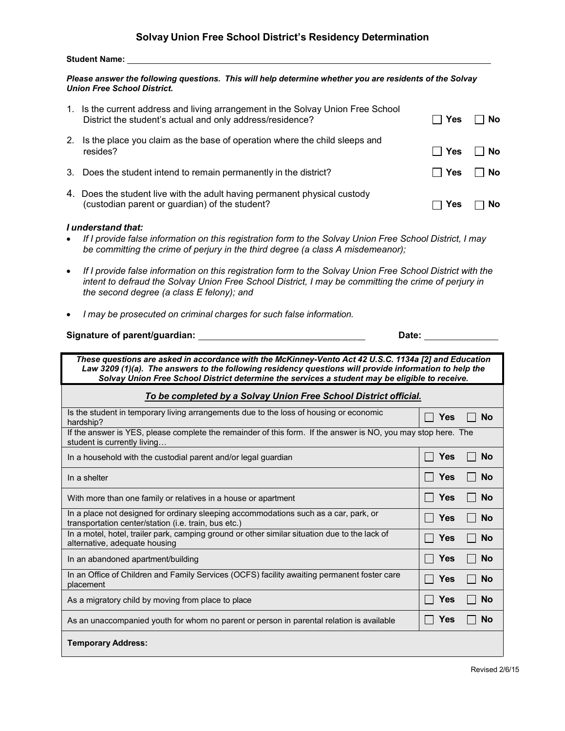## Solvay Union Free School District's Residency Determination

**Student Name:** ____________________

***Please answer the following questions. This will help determine whether you are residents of the Solvay Union Free School District.***

| Question | | |
|---|---|---|
| 1. Is the current address and living arrangement in the Solvay Union Free School District the student's actual and only address/residence? | ☐ **Yes** | ☐ **No** |
| 2. Is the place you claim as the base of operation where the child sleeps and resides? | ☐ **Yes** | ☐ **No** |
| 3. Does the student intend to remain permanently in the district? | ☐ **Yes** | ☐ **No** |
| 4. Does the student live with the adult having permanent physical custody (custodian parent or guardian) of the student? | ☐ **Yes** | ☐ **No** |

***I understand that:***

- *If I provide false information on this registration form to the Solvay Union Free School District, I may be committing the crime of perjury in the third degree (a class A misdemeanor);*
- *If I provide false information on this registration form to the Solvay Union Free School District with the intent to defraud the Solvay Union Free School District, I may be committing the crime of perjury in the second degree (a class E felony); and*
- *I may be prosecuted on criminal charges for such false information.*

**Signature of parent/guardian:** ____________________ **Date:** ____________

***These questions are asked in accordance with the McKinney-Vento Act 42 U.S.C. 1134a [2] and Education Law 3209 (1)(a). The answers to the following residency questions will provide information to help the Solvay Union Free School District determine the services a student may be eligible to receive.***

***To be completed by a Solvay Union Free School District official.***

| Question | | |
|---|---|---|
| Is the student in temporary living arrangements due to the loss of housing or economic hardship? | ☐ **Yes** | ☐ **No** |
| If the answer is YES, please complete the remainder of this form. If the answer is NO, you may stop here. The student is currently living… | | |
| In a household with the custodial parent and/or legal guardian | ☐ **Yes** | ☐ **No** |
| In a shelter | ☐ **Yes** | ☐ **No** |
| With more than one family or relatives in a house or apartment | ☐ **Yes** | ☐ **No** |
| In a place not designed for ordinary sleeping accommodations such as a car, park, or transportation center/station (i.e. train, bus etc.) | ☐ **Yes** | ☐ **No** |
| In a motel, hotel, trailer park, camping ground or other similar situation due to the lack of alternative, adequate housing | ☐ **Yes** | ☐ **No** |
| In an abandoned apartment/building | ☐ **Yes** | ☐ **No** |
| In an Office of Children and Family Services (OCFS) facility awaiting permanent foster care placement | ☐ **Yes** | ☐ **No** |
| As a migratory child by moving from place to place | ☐ **Yes** | ☐ **No** |
| As an unaccompanied youth for whom no parent or person in parental relation is available | ☐ **Yes** | ☐ **No** |
| **Temporary Address:** | | |

Revised 2/6/15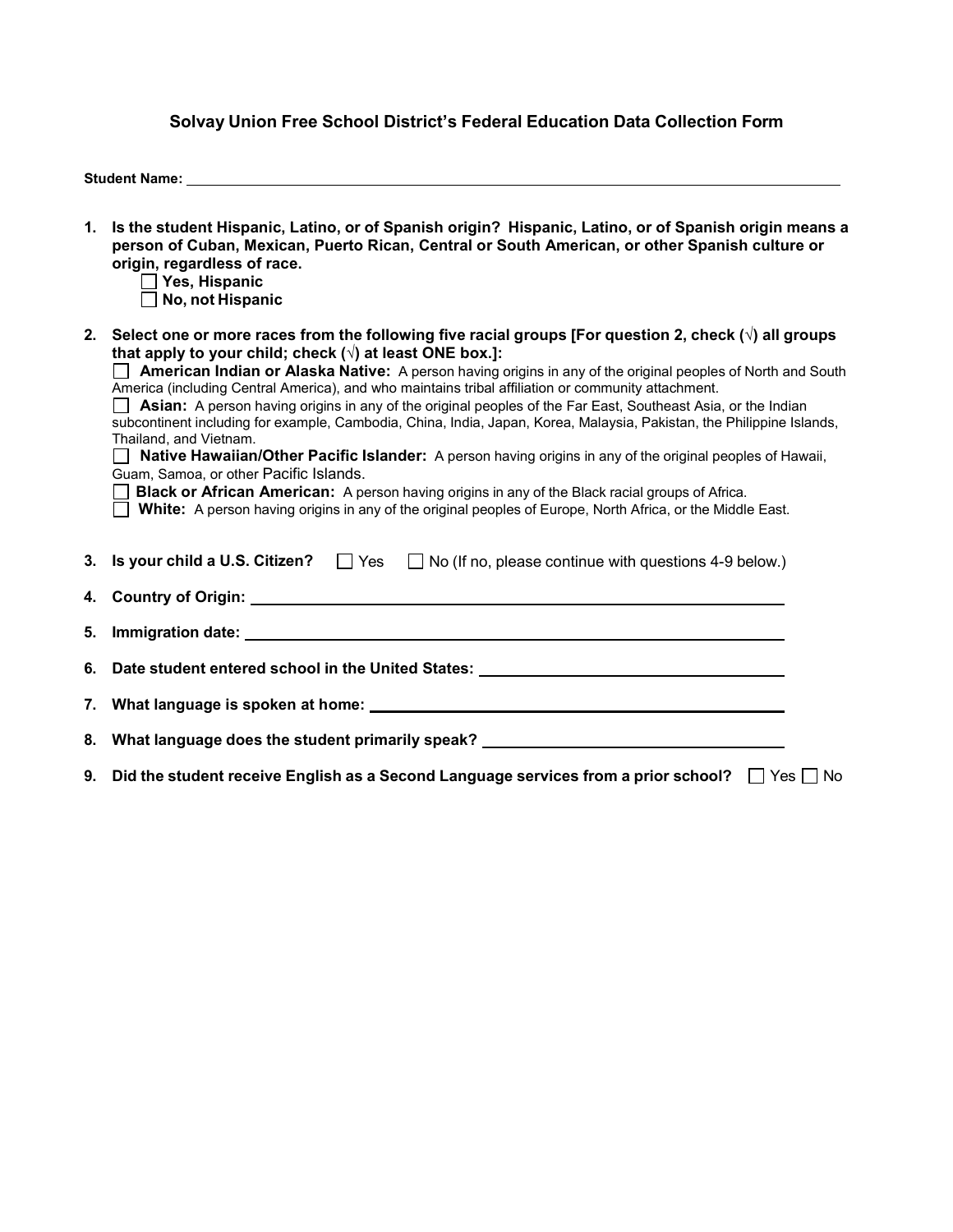## Solvay Union Free School District's Federal Education Data Collection Form

**Student Name:** ______________________________________________________________

1. **Is the student Hispanic, Latino, or of Spanish origin? Hispanic, Latino, or of Spanish origin means a person of Cuban, Mexican, Puerto Rican, Central or South American, or other Spanish culture or origin, regardless of race.**
   - ☐ **Yes, Hispanic**
   - ☐ **No, not Hispanic**

2. **Select one or more races from the following five racial groups [For question 2, check (√) all groups that apply to your child; check (√) at least ONE box.]:**
   - ☐ **American Indian or Alaska Native:** A person having origins in any of the original peoples of North and South America (including Central America), and who maintains tribal affiliation or community attachment.
   - ☐ **Asian:** A person having origins in any of the original peoples of the Far East, Southeast Asia, or the Indian subcontinent including for example, Cambodia, China, India, Japan, Korea, Malaysia, Pakistan, the Philippine Islands, Thailand, and Vietnam.
   - ☐ **Native Hawaiian/Other Pacific Islander:** A person having origins in any of the original peoples of Hawaii, Guam, Samoa, or other Pacific Islands.
   - ☐ **Black or African American:** A person having origins in any of the Black racial groups of Africa.
   - ☐ **White:** A person having origins in any of the original peoples of Europe, North Africa, or the Middle East.

3. **Is your child a U.S. Citizen?** ☐ Yes ☐ No (If no, please continue with questions 4-9 below.)

4. **Country of Origin:** ______________________________________________

5. **Immigration date:** ______________________________________________

6. **Date student entered school in the United States:** ______________________________

7. **What language is spoken at home:** ______________________________________

8. **What language does the student primarily speak?** ______________________________

9. **Did the student receive English as a Second Language services from a prior school?** ☐ Yes ☐ No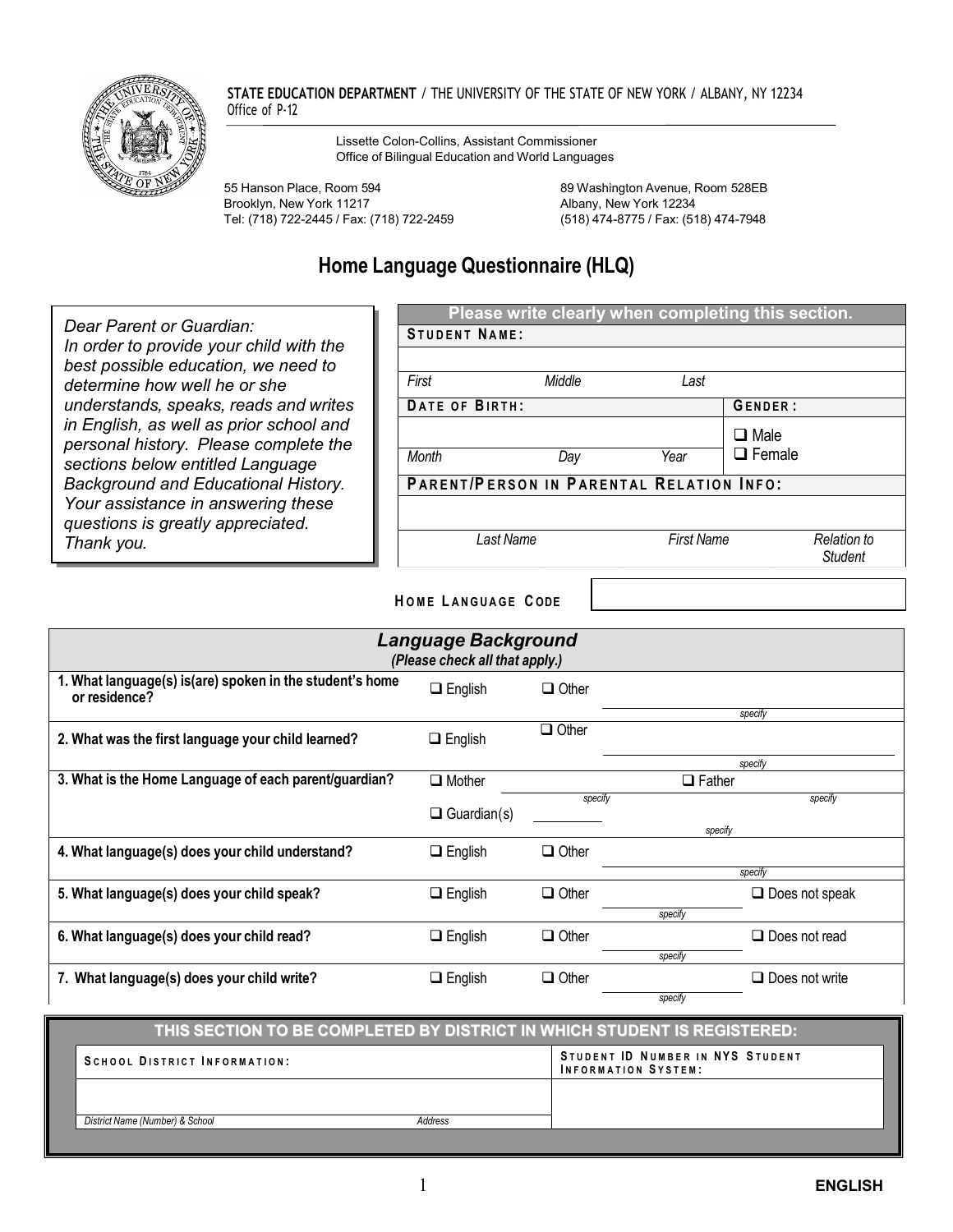**STATE EDUCATION DEPARTMENT** / THE UNIVERSITY OF THE STATE OF NEW YORK / ALBANY, NY 12234
Office of P-12

Lissette Colon-Collins, Assistant Commissioner
Office of Bilingual Education and World Languages

55 Hanson Place, Room 594
Brooklyn, New York 11217
Tel: (718) 722-2445 / Fax: (718) 722-2459

89 Washington Avenue, Room 528EB
Albany, New York 12234
(518) 474-8775 / Fax: (518) 474-7948

# Home Language Questionnaire (HLQ)

*Dear Parent or Guardian:*
*In order to provide your child with the best possible education, we need to determine how well he or she understands, speaks, reads and writes in English, as well as prior school and personal history. Please complete the sections below entitled Language Background and Educational History. Your assistance in answering these questions is greatly appreciated. Thank you.*

**Please write clearly when completing this section.**

**STUDENT NAME:**

| First | Middle | Last |
|---|---|---|
| | | |

| **DATE OF BIRTH:** | | | **GENDER:** |
|---|---|---|---|
| Month | Day | Year | ❑ Male ❑ Female |

**PARENT/PERSON IN PARENTAL RELATION INFO:**

| Last Name | First Name | Relation to Student |
|---|---|---|
| | | |

**HOME LANGUAGE CODE** ______________

## *Language Background*
**(Please check all that apply.)**

| Question | | | | |
|---|---|---|---|---|
| **1. What language(s) is(are) spoken in the student's home or residence?** | ❑ English | ❑ Other | _______ specify | |
| **2. What was the first language your child learned?** | ❑ English | ❑ Other | _______ specify | |
| **3. What is the Home Language of each parent/guardian?** | ❑ Mother _______ specify | | ❑ Father _______ specify | |
| | ❑ Guardian(s) _______ specify | | | |
| **4. What language(s) does your child understand?** | ❑ English | ❑ Other | _______ specify | |
| **5. What language(s) does your child speak?** | ❑ English | ❑ Other | _______ specify | ❑ Does not speak |
| **6. What language(s) does your child read?** | ❑ English | ❑ Other | _______ specify | ❑ Does not read |
| **7. What language(s) does your child write?** | ❑ English | ❑ Other | _______ specify | ❑ Does not write |

**THIS SECTION TO BE COMPLETED BY DISTRICT IN WHICH STUDENT IS REGISTERED:**

| **SCHOOL DISTRICT INFORMATION:** | | **STUDENT ID NUMBER IN NYS STUDENT INFORMATION SYSTEM:** |
|---|---|---|
| District Name (Number) & School | Address | |

ENGLISH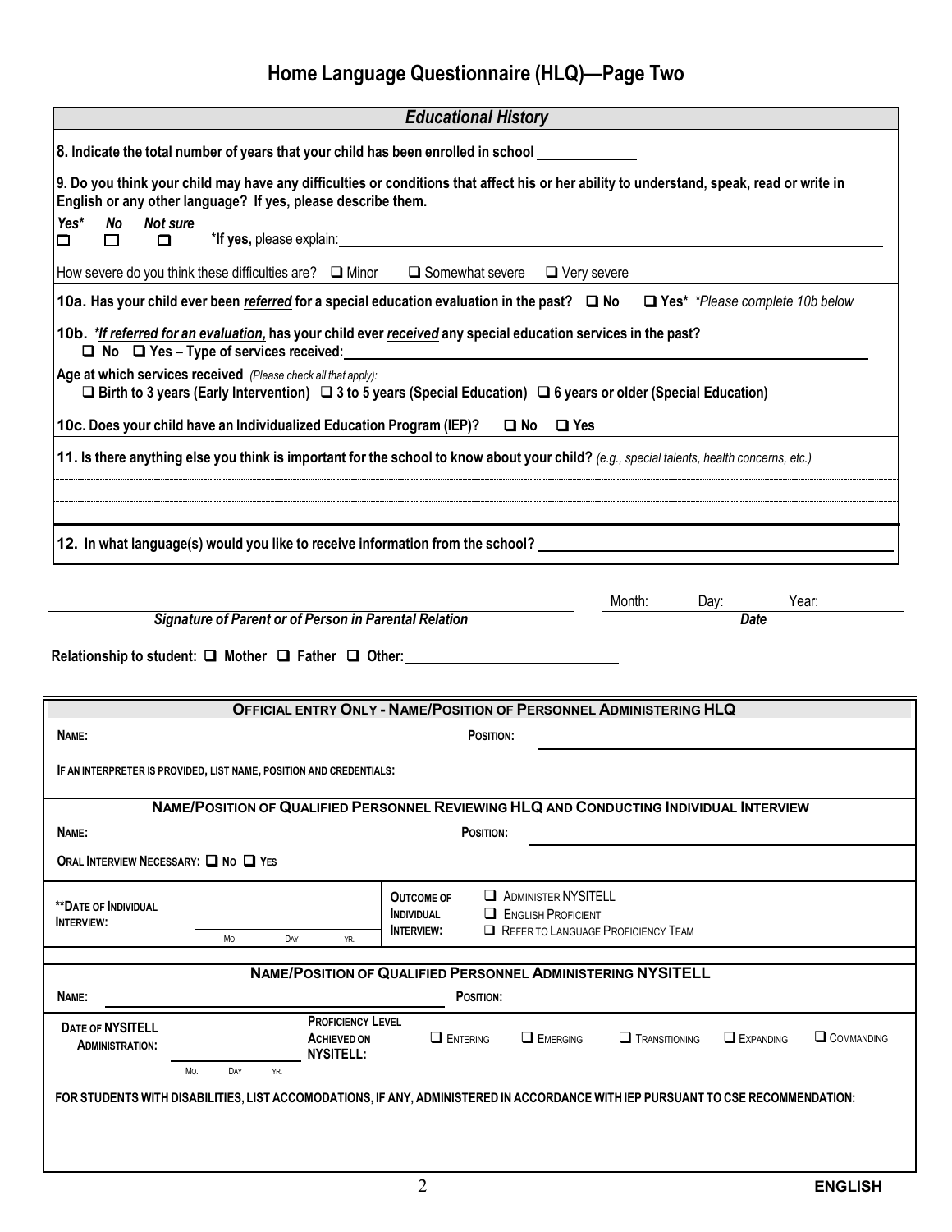# Home Language Questionnaire (HLQ)—Page Two

## *Educational History*

**8. Indicate the total number of years that your child has been enrolled in school** \_\_\_\_\_\_\_\_\_\_

**9. Do you think your child may have any difficulties or conditions that affect his or her ability to understand, speak, read or write in English or any other language? If yes, please describe them.**

*Yes\** ☐ *No* ☐ *Not sure* ☐ \***If yes,** please explain: \_\_\_\_\_\_\_\_\_\_

How severe do you think these difficulties are? ❑ Minor ❑ Somewhat severe ❑ Very severe

**10a. Has your child ever been *referred* for a special education evaluation in the past? ❑ No ❑ Yes\*** *\*Please complete 10b below*

**10b.** ***\*If referred for an evaluation,*** **has your child ever *received* any special education services in the past?**
**❑ No ❑ Yes – Type of services received:** \_\_\_\_\_\_\_\_\_\_

**Age at which services received** *(Please check all that apply):*
**❑ Birth to 3 years (Early Intervention) ❑ 3 to 5 years (Special Education) ❑ 6 years or older (Special Education)**

**10c. Does your child have an Individualized Education Program (IEP)? ❑ No ❑ Yes**

**11. Is there anything else you think is important for the school to know about your child?** *(e.g., special talents, health concerns, etc.)*

\_\_\_\_\_\_\_\_\_\_

\_\_\_\_\_\_\_\_\_\_

**12. In what language(s) would you like to receive information from the school?** \_\_\_\_\_\_\_\_\_\_

\_\_\_\_\_\_\_\_\_\_ Month: Day: Year:

***Signature of Parent or of Person in Parental Relation*** ***Date***

**Relationship to student: ❑ Mother ❑ Father ❑ Other:** \_\_\_\_\_\_\_\_\_\_

---

**OFFICIAL ENTRY ONLY - NAME/POSITION OF PERSONNEL ADMINISTERING HLQ**

**NAME:** **POSITION:** \_\_\_\_\_\_\_\_\_\_

**IF AN INTERPRETER IS PROVIDED, LIST NAME, POSITION AND CREDENTIALS:**

**NAME/POSITION OF QUALIFIED PERSONNEL REVIEWING HLQ AND CONDUCTING INDIVIDUAL INTERVIEW**

**NAME:** **POSITION:** \_\_\_\_\_\_\_\_\_\_

**ORAL INTERVIEW NECESSARY: ❑ NO ❑ YES**

**\*\*DATE OF INDIVIDUAL INTERVIEW:** \_\_\_\_\_\_\_\_\_\_ MO DAY YR.

**OUTCOME OF INDIVIDUAL INTERVIEW:** ❑ ADMINISTER NYSITELL ❑ ENGLISH PROFICIENT ❑ REFER TO LANGUAGE PROFICIENCY TEAM

**NAME/POSITION OF QUALIFIED PERSONNEL ADMINISTERING NYSITELL**

**NAME:** \_\_\_\_\_\_\_\_\_\_ **POSITION:**

**DATE OF NYSITELL ADMINISTRATION:** \_\_\_\_\_\_\_\_\_\_ MO. DAY YR.

**PROFICIENCY LEVEL ACHIEVED ON NYSITELL:** ❑ ENTERING ❑ EMERGING ❑ TRANSITIONING ❑ EXPANDING ❑ COMMANDING

**FOR STUDENTS WITH DISABILITIES, LIST ACCOMODATIONS, IF ANY, ADMINISTERED IN ACCORDANCE WITH IEP PURSUANT TO CSE RECOMMENDATION:**

**ENGLISH**